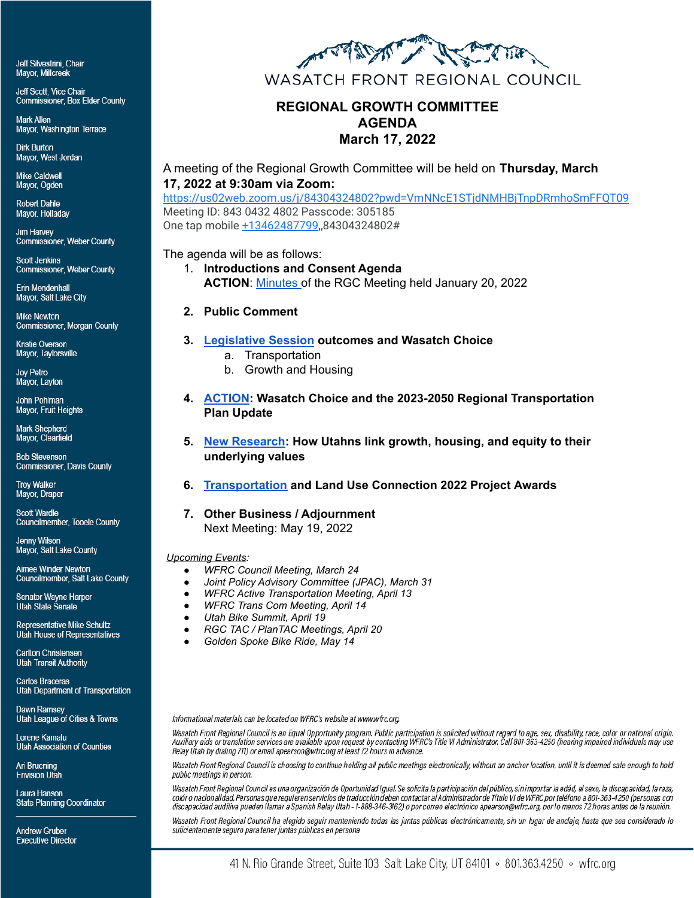Jeff Silvestrini, Chair
Mayor, Millcreek

Jeff Scott, Vice Chair
Commissioner, Box Elder County

Mark Allen
Mayor, Washington Terrace

Dirk Burton
Mayor, West Jordan

Mike Caldwell
Mayor, Ogden

Robert Dahle
Mayor, Holladay

Jim Harvey
Commissioner, Weber County

Scott Jenkins
Commissioner, Weber County

Erin Mendenhall
Mayor, Salt Lake City

Mike Newton
Commissioner, Morgan County

Kristie Overson
Mayor, Taylorsville

Joy Petro
Mayor, Layton

John Pohlman
Mayor, Fruit Heights

Mark Shepherd
Mayor, Clearfield

Bob Stevenson
Commissioner, Davis County

Troy Walker
Mayor, Draper

Scott Wardle
Councilmember, Tooele County

Jenny Wilson
Mayor, Salt Lake County

Aimee Winder Newton
Councilmember, Salt Lake County

Senator Wayne Harper
Utah State Senate

Representative Mike Schultz
Utah House of Representatives

Carlton Christensen
Utah Transit Authority

Carlos Braceras
Utah Department of Transportation

Dawn Ramsey
Utah League of Cities & Towns

Lorene Kamalu
Utah Association of Counties

Ari Bruening
Envision Utah

Laura Hanson
State Planning Coordinator

---

Andrew Gruber
Executive Director

WASATCH FRONT REGIONAL COUNCIL

# REGIONAL GROWTH COMMITTEE AGENDA March 17, 2022

A meeting of the Regional Growth Committee will be held on **Thursday, March 17, 2022 at 9:30am via Zoom:**
https://us02web.zoom.us/j/84304324802?pwd=VmNNcE1STjdNMHBjTnpDRmhoSmFFQT09
Meeting ID: 843 0432 4802 Passcode: 305185
One tap mobile +13462487799,,84304324802#

The agenda will be as follows:

1. **Introductions and Consent Agenda**
   **ACTION**: Minutes of the RGC Meeting held January 20, 2022
2. **Public Comment**
3. **Legislative Session outcomes and Wasatch Choice**
   a. Transportation
   b. Growth and Housing
4. **ACTION: Wasatch Choice and the 2023-2050 Regional Transportation Plan Update**
5. **New Research: How Utahns link growth, housing, and equity to their underlying values**
6. **Transportation and Land Use Connection 2022 Project Awards**
7. **Other Business / Adjournment**
   Next Meeting: May 19, 2022

*Upcoming Events:*

- *WFRC Council Meeting, March 24*
- *Joint Policy Advisory Committee (JPAC), March 31*
- *WFRC Active Transportation Meeting, April 13*
- *WFRC Trans Com Meeting, April 14*
- *Utah Bike Summit, April 19*
- *RGC TAC / PlanTAC Meetings, April 20*
- *Golden Spoke Bike Ride, May 14*

*Informational materials can be located on WFRC's website at www.wfrc.org.*

*Wasatch Front Regional Council is an Equal Opportunity program. Public participation is solicited without regard to age, sex, disability, race, color or national origin. Auxiliary aids or translation services are available upon request by contacting WFRC's Title VI Administrator. Call 801-363-4250 (hearing impaired individuals may use Relay Utah by dialing 711) or email apearson@wfrc.org at least 72 hours in advance.*

*Wasatch Front Regional Council is choosing to continue holding all public meetings electronically, without an anchor location, until it is deemed safe enough to hold public meetings in person.*

*Wasatch Front Regional Council es una organización de Oportunidad Igual. Se solicita la participación del público, sin importar la edád, el sexo, la discapacidad, la raza, colór o nacionalidad. Personas que requieren servicios de traducción deben contactar al Administrador de Título VI de WFRC por teléfono a 801-363-4250 (personas con discapacidad auditiva pueden llamar a Spanish Relay Utah - 1-888-346-3162) o por correo electrónico apearson@wfrc.org, por lo menos 72 horas antes de la reunión.*

*Wasatch Front Regional Council ha elegido seguir manteniendo todas las juntas públicas electrónicamente, sin un lugar de anclaje, hasta que sea considerado lo suficientemente seguro para tener juntas públicas en persona*

41 N. Rio Grande Street, Suite 103 Salt Lake City, UT 84101 ∘ 801.363.4250 ∘ wfrc.org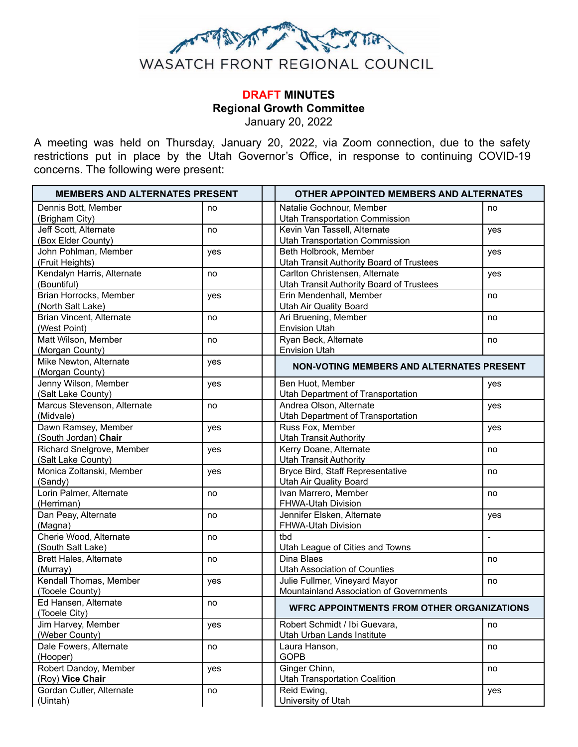WASATCH FRONT REGIONAL COUNCIL

**<span style="color:red">DRAFT</span> MINUTES**
**Regional Growth Committee**
January 20, 2022

A meeting was held on Thursday, January 20, 2022, via Zoom connection, due to the safety restrictions put in place by the Utah Governor's Office, in response to continuing COVID-19 concerns. The following were present:

| MEMBERS AND ALTERNATES PRESENT | | | OTHER APPOINTED MEMBERS AND ALTERNATES | |
|---|---|---|---|---|
| Dennis Bott, Member (Brigham City) | no | | Natalie Gochnour, Member Utah Transportation Commission | no |
| Jeff Scott, Alternate (Box Elder County) | no | | Kevin Van Tassell, Alternate Utah Transportation Commission | yes |
| John Pohlman, Member (Fruit Heights) | yes | | Beth Holbrook, Member Utah Transit Authority Board of Trustees | yes |
| Kendalyn Harris, Alternate (Bountiful) | no | | Carlton Christensen, Alternate Utah Transit Authority Board of Trustees | yes |
| Brian Horrocks, Member (North Salt Lake) | yes | | Erin Mendenhall, Member Utah Air Quality Board | no |
| Brian Vincent, Alternate (West Point) | no | | Ari Bruening, Member Envision Utah | no |
| Matt Wilson, Member (Morgan County) | no | | Ryan Beck, Alternate Envision Utah | no |
| Mike Newton, Alternate (Morgan County) | yes | | **NON-VOTING MEMBERS AND ALTERNATES PRESENT** | |
| Jenny Wilson, Member (Salt Lake County) | yes | | Ben Huot, Member Utah Department of Transportation | yes |
| Marcus Stevenson, Alternate (Midvale) | no | | Andrea Olson, Alternate Utah Department of Transportation | yes |
| Dawn Ramsey, Member (South Jordan) **Chair** | yes | | Russ Fox, Member Utah Transit Authority | yes |
| Richard Snelgrove, Member (Salt Lake County) | yes | | Kerry Doane, Alternate Utah Transit Authority | no |
| Monica Zoltanski, Member (Sandy) | yes | | Bryce Bird, Staff Representative Utah Air Quality Board | no |
| Lorin Palmer, Alternate (Herriman) | no | | Ivan Marrero, Member FHWA-Utah Division | no |
| Dan Peay, Alternate (Magna) | no | | Jennifer Elsken, Alternate FHWA-Utah Division | yes |
| Cherie Wood, Alternate (South Salt Lake) | no | | tbd Utah League of Cities and Towns | - |
| Brett Hales, Alternate (Murray) | no | | Dina Blaes Utah Association of Counties | no |
| Kendall Thomas, Member (Tooele County) | yes | | Julie Fullmer, Vineyard Mayor Mountainland Association of Governments | no |
| Ed Hansen, Alternate (Tooele City) | no | | **WFRC APPOINTMENTS FROM OTHER ORGANIZATIONS** | |
| Jim Harvey, Member (Weber County) | yes | | Robert Schmidt / Ibi Guevara, Utah Urban Lands Institute | no |
| Dale Fowers, Alternate (Hooper) | no | | Laura Hanson, GOPB | no |
| Robert Dandoy, Member (Roy) **Vice Chair** | yes | | Ginger Chinn, Utah Transportation Coalition | no |
| Gordan Cutler, Alternate (Uintah) | no | | Reid Ewing, University of Utah | yes |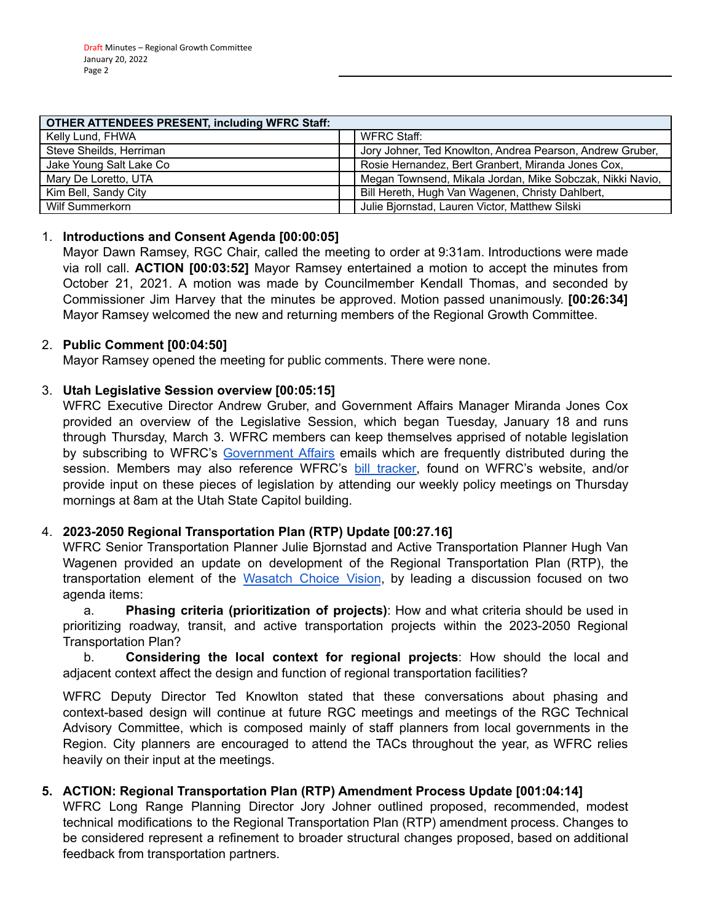| OTHER ATTENDEES PRESENT, including WFRC Staff: | | |
|---|---|---|
| Kelly Lund, FHWA | | WFRC Staff: |
| Steve Sheilds, Herriman | | Jory Johner, Ted Knowlton, Andrea Pearson, Andrew Gruber, |
| Jake Young Salt Lake Co | | Rosie Hernandez, Bert Granbert, Miranda Jones Cox, |
| Mary De Loretto, UTA | | Megan Townsend, Mikala Jordan, Mike Sobczak, Nikki Navio, |
| Kim Bell, Sandy City | | Bill Hereth, Hugh Van Wagenen, Christy Dahlbert, |
| Wilf Summerkorn | | Julie Bjornstad, Lauren Victor, Matthew Silski |

1. **Introductions and Consent Agenda [00:00:05]**
   Mayor Dawn Ramsey, RGC Chair, called the meeting to order at 9:31am. Introductions were made via roll call. **ACTION [00:03:52]** Mayor Ramsey entertained a motion to accept the minutes from October 21, 2021. A motion was made by Councilmember Kendall Thomas, and seconded by Commissioner Jim Harvey that the minutes be approved. Motion passed unanimously. **[00:26:34]** Mayor Ramsey welcomed the new and returning members of the Regional Growth Committee.

2. **Public Comment [00:04:50]**
   Mayor Ramsey opened the meeting for public comments. There were none.

3. **Utah Legislative Session overview [00:05:15]**
   WFRC Executive Director Andrew Gruber, and Government Affairs Manager Miranda Jones Cox provided an overview of the Legislative Session, which began Tuesday, January 18 and runs through Thursday, March 3. WFRC members can keep themselves apprised of notable legislation by subscribing to WFRC's Government Affairs emails which are frequently distributed during the session. Members may also reference WFRC's bill tracker, found on WFRC's website, and/or provide input on these pieces of legislation by attending our weekly policy meetings on Thursday mornings at 8am at the Utah State Capitol building.

4. **2023-2050 Regional Transportation Plan (RTP) Update [00:27.16]**
   WFRC Senior Transportation Planner Julie Bjornstad and Active Transportation Planner Hugh Van Wagenen provided an update on development of the Regional Transportation Plan (RTP), the transportation element of the Wasatch Choice Vision, by leading a discussion focused on two agenda items:

   a. **Phasing criteria (prioritization of projects)**: How and what criteria should be used in prioritizing roadway, transit, and active transportation projects within the 2023-2050 Regional Transportation Plan?

   b. **Considering the local context for regional projects**: How should the local and adjacent context affect the design and function of regional transportation facilities?

   WFRC Deputy Director Ted Knowlton stated that these conversations about phasing and context-based design will continue at future RGC meetings and meetings of the RGC Technical Advisory Committee, which is composed mainly of staff planners from local governments in the Region. City planners are encouraged to attend the TACs throughout the year, as WFRC relies heavily on their input at the meetings.

5. **ACTION: Regional Transportation Plan (RTP) Amendment Process Update [001:04:14]**
   WFRC Long Range Planning Director Jory Johner outlined proposed, recommended, modest technical modifications to the Regional Transportation Plan (RTP) amendment process. Changes to be considered represent a refinement to broader structural changes proposed, based on additional feedback from transportation partners.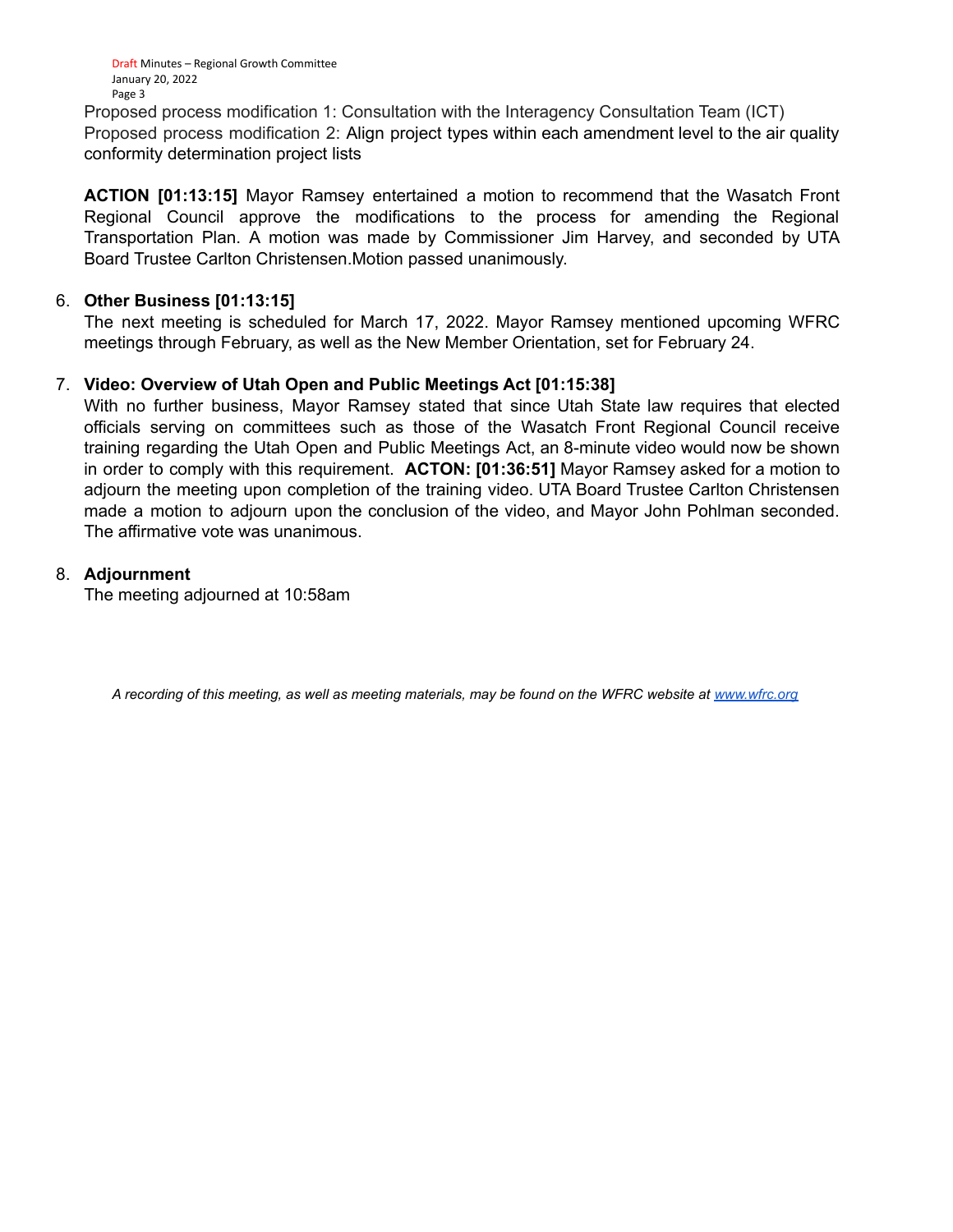Proposed process modification 1: Consultation with the Interagency Consultation Team (ICT)
Proposed process modification 2: Align project types within each amendment level to the air quality conformity determination project lists

**ACTION [01:13:15]** Mayor Ramsey entertained a motion to recommend that the Wasatch Front Regional Council approve the modifications to the process for amending the Regional Transportation Plan. A motion was made by Commissioner Jim Harvey, and seconded by UTA Board Trustee Carlton Christensen.Motion passed unanimously.

6. **Other Business [01:13:15]**
   The next meeting is scheduled for March 17, 2022. Mayor Ramsey mentioned upcoming WFRC meetings through February, as well as the New Member Orientation, set for February 24.

7. **Video: Overview of Utah Open and Public Meetings Act [01:15:38]**
   With no further business, Mayor Ramsey stated that since Utah State law requires that elected officials serving on committees such as those of the Wasatch Front Regional Council receive training regarding the Utah Open and Public Meetings Act, an 8-minute video would now be shown in order to comply with this requirement. **ACTON: [01:36:51]** Mayor Ramsey asked for a motion to adjourn the meeting upon completion of the training video. UTA Board Trustee Carlton Christensen made a motion to adjourn upon the conclusion of the video, and Mayor John Pohlman seconded. The affirmative vote was unanimous.

8. **Adjournment**
   The meeting adjourned at 10:58am

*A recording of this meeting, as well as meeting materials, may be found on the WFRC website at [www.wfrc.org](www.wfrc.org)*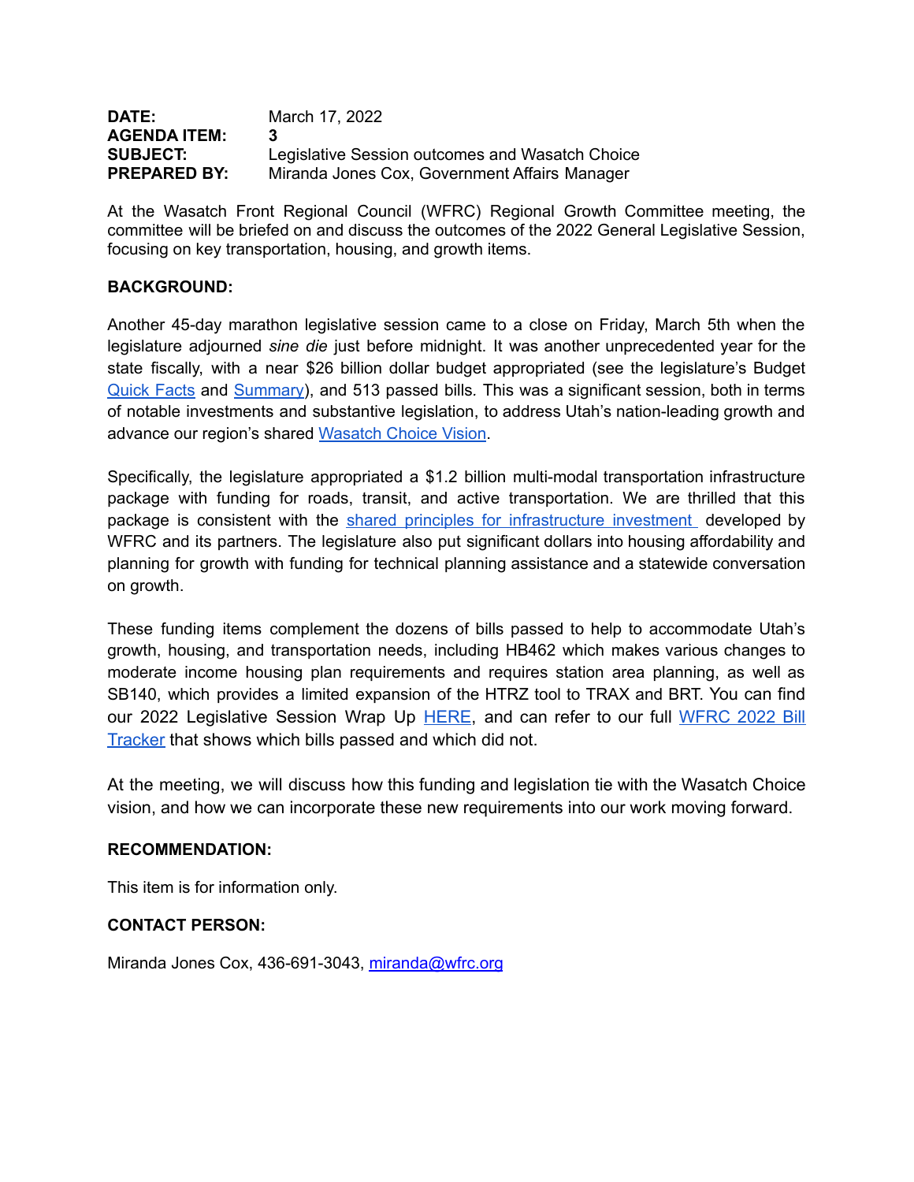**DATE:** March 17, 2022
**AGENDA ITEM:** 3
**SUBJECT:** Legislative Session outcomes and Wasatch Choice
**PREPARED BY:** Miranda Jones Cox, Government Affairs Manager

At the Wasatch Front Regional Council (WFRC) Regional Growth Committee meeting, the committee will be briefed on and discuss the outcomes of the 2022 General Legislative Session, focusing on key transportation, housing, and growth items.

**BACKGROUND:**

Another 45-day marathon legislative session came to a close on Friday, March 5th when the legislature adjourned *sine die* just before midnight. It was another unprecedented year for the state fiscally, with a near $26 billion dollar budget appropriated (see the legislature's Budget Quick Facts and Summary), and 513 passed bills. This was a significant session, both in terms of notable investments and substantive legislation, to address Utah's nation-leading growth and advance our region's shared Wasatch Choice Vision.

Specifically, the legislature appropriated a $1.2 billion multi-modal transportation infrastructure package with funding for roads, transit, and active transportation. We are thrilled that this package is consistent with the shared principles for infrastructure investment developed by WFRC and its partners. The legislature also put significant dollars into housing affordability and planning for growth with funding for technical planning assistance and a statewide conversation on growth.

These funding items complement the dozens of bills passed to help to accommodate Utah's growth, housing, and transportation needs, including HB462 which makes various changes to moderate income housing plan requirements and requires station area planning, as well as SB140, which provides a limited expansion of the HTRZ tool to TRAX and BRT. You can find our 2022 Legislative Session Wrap Up HERE, and can refer to our full WFRC 2022 Bill Tracker that shows which bills passed and which did not.

At the meeting, we will discuss how this funding and legislation tie with the Wasatch Choice vision, and how we can incorporate these new requirements into our work moving forward.

**RECOMMENDATION:**

This item is for information only.

**CONTACT PERSON:**

Miranda Jones Cox, 436-691-3043, miranda@wfrc.org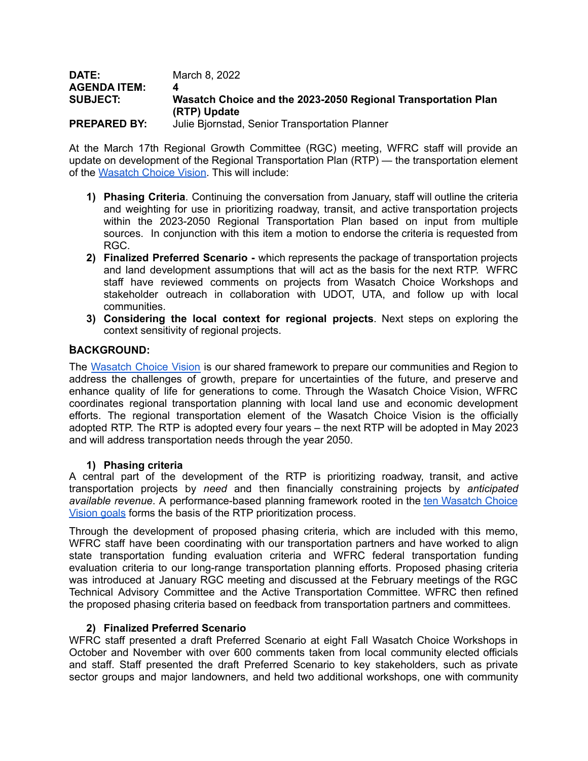**DATE:** March 8, 2022
**AGENDA ITEM:** 4
**SUBJECT:** **Wasatch Choice and the 2023-2050 Regional Transportation Plan (RTP) Update**
**PREPARED BY:** Julie Bjornstad, Senior Transportation Planner

At the March 17th Regional Growth Committee (RGC) meeting, WFRC staff will provide an update on development of the Regional Transportation Plan (RTP) — the transportation element of the Wasatch Choice Vision. This will include:

1) **Phasing Criteria**. Continuing the conversation from January, staff will outline the criteria and weighting for use in prioritizing roadway, transit, and active transportation projects within the 2023-2050 Regional Transportation Plan based on input from multiple sources. In conjunction with this item a motion to endorse the criteria is requested from RGC.
2) **Finalized Preferred Scenario -** which represents the package of transportation projects and land development assumptions that will act as the basis for the next RTP. WFRC staff have reviewed comments on projects from Wasatch Choice Workshops and stakeholder outreach in collaboration with UDOT, UTA, and follow up with local communities.
3) **Considering the local context for regional projects**. Next steps on exploring the context sensitivity of regional projects.

## BACKGROUND:

The Wasatch Choice Vision is our shared framework to prepare our communities and Region to address the challenges of growth, prepare for uncertainties of the future, and preserve and enhance quality of life for generations to come. Through the Wasatch Choice Vision, WFRC coordinates regional transportation planning with local land use and economic development efforts. The regional transportation element of the Wasatch Choice Vision is the officially adopted RTP. The RTP is adopted every four years – the next RTP will be adopted in May 2023 and will address transportation needs through the year 2050.

### 1) Phasing criteria

A central part of the development of the RTP is prioritizing roadway, transit, and active transportation projects by *need* and then financially constraining projects by *anticipated available revenue*. A performance-based planning framework rooted in the ten Wasatch Choice Vision goals forms the basis of the RTP prioritization process.

Through the development of proposed phasing criteria, which are included with this memo, WFRC staff have been coordinating with our transportation partners and have worked to align state transportation funding evaluation criteria and WFRC federal transportation funding evaluation criteria to our long-range transportation planning efforts. Proposed phasing criteria was introduced at January RGC meeting and discussed at the February meetings of the RGC Technical Advisory Committee and the Active Transportation Committee. WFRC then refined the proposed phasing criteria based on feedback from transportation partners and committees.

### 2) Finalized Preferred Scenario

WFRC staff presented a draft Preferred Scenario at eight Fall Wasatch Choice Workshops in October and November with over 600 comments taken from local community elected officials and staff. Staff presented the draft Preferred Scenario to key stakeholders, such as private sector groups and major landowners, and held two additional workshops, one with community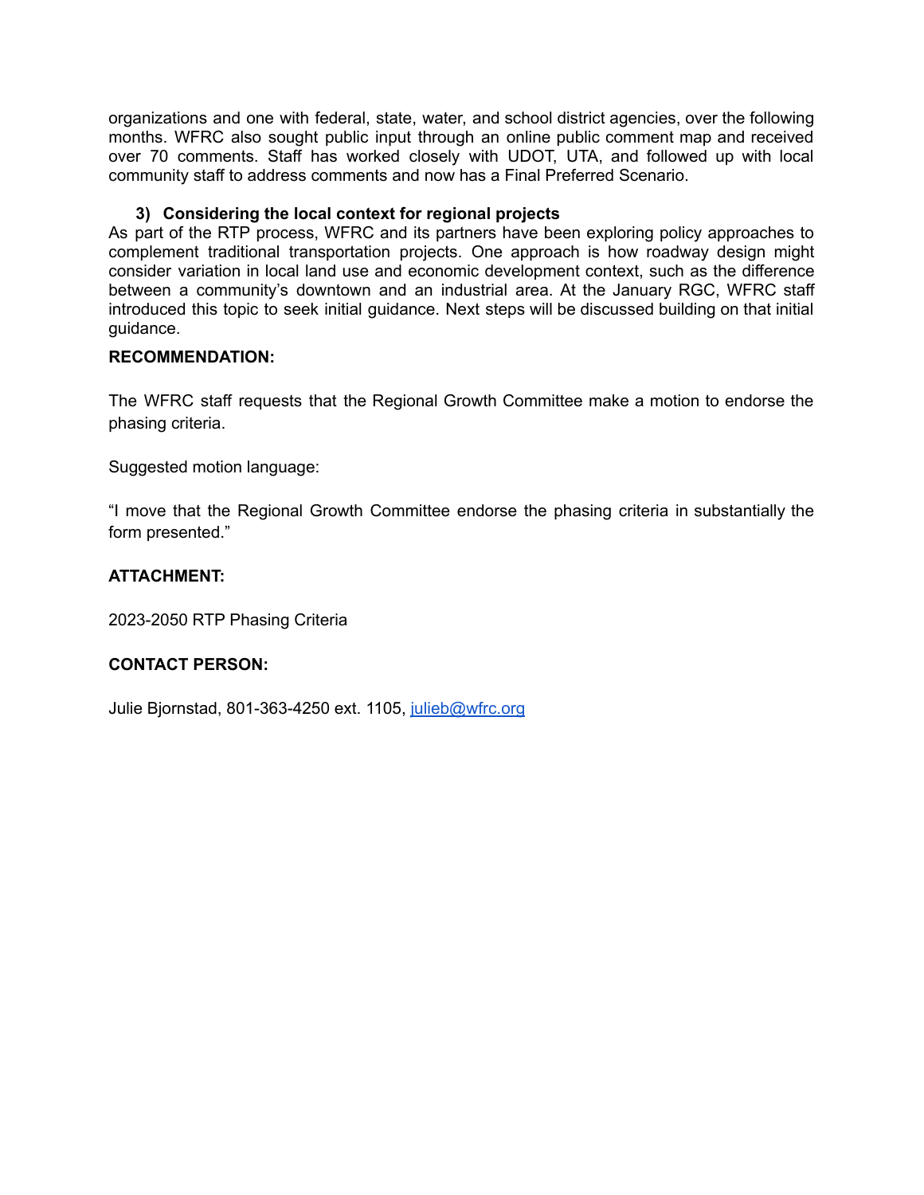organizations and one with federal, state, water, and school district agencies, over the following months. WFRC also sought public input through an online public comment map and received over 70 comments. Staff has worked closely with UDOT, UTA, and followed up with local community staff to address comments and now has a Final Preferred Scenario.

**3) Considering the local context for regional projects**

As part of the RTP process, WFRC and its partners have been exploring policy approaches to complement traditional transportation projects. One approach is how roadway design might consider variation in local land use and economic development context, such as the difference between a community's downtown and an industrial area. At the January RGC, WFRC staff introduced this topic to seek initial guidance. Next steps will be discussed building on that initial guidance.

**RECOMMENDATION:**

The WFRC staff requests that the Regional Growth Committee make a motion to endorse the phasing criteria.

Suggested motion language:

"I move that the Regional Growth Committee endorse the phasing criteria in substantially the form presented."

**ATTACHMENT:**

2023-2050 RTP Phasing Criteria

**CONTACT PERSON:**

Julie Bjornstad, 801-363-4250 ext. 1105, [julieb@wfrc.org](mailto:julieb@wfrc.org)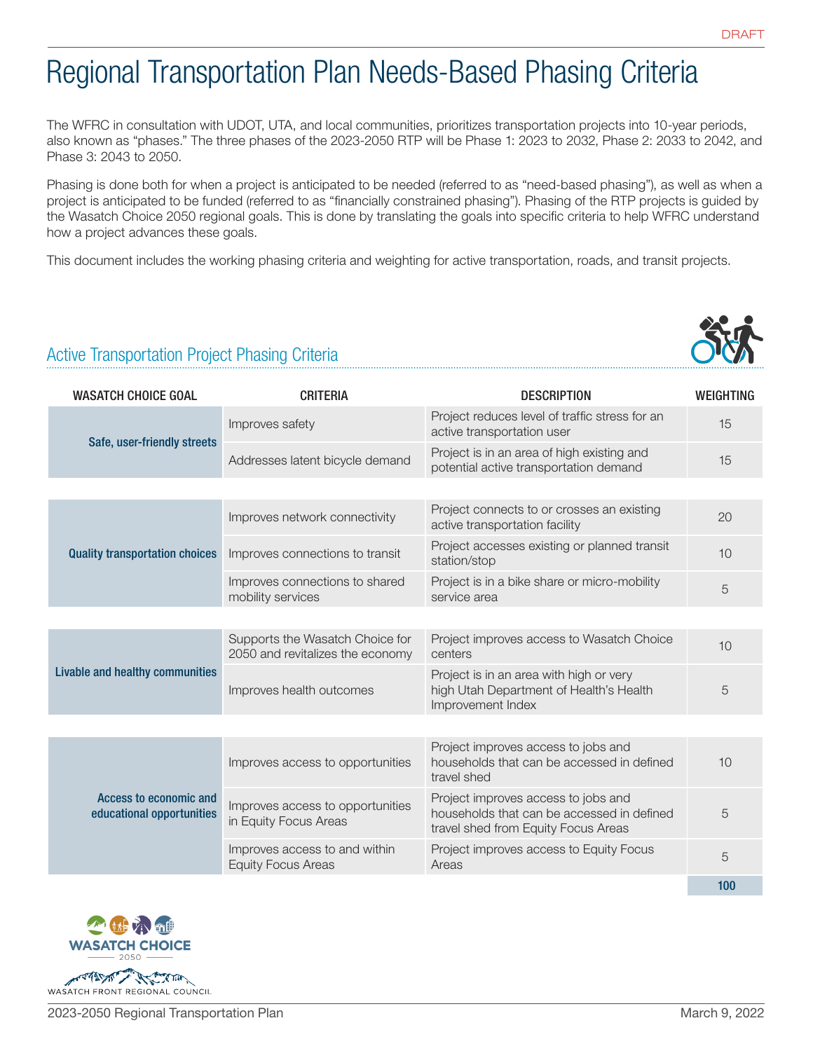DRAFT

# Regional Transportation Plan Needs-Based Phasing Criteria

The WFRC in consultation with UDOT, UTA, and local communities, prioritizes transportation projects into 10-year periods, also known as "phases." The three phases of the 2023-2050 RTP will be Phase 1: 2023 to 2032, Phase 2: 2033 to 2042, and Phase 3: 2043 to 2050.

Phasing is done both for when a project is anticipated to be needed (referred to as "need-based phasing"), as well as when a project is anticipated to be funded (referred to as "financially constrained phasing"). Phasing of the RTP projects is guided by the Wasatch Choice 2050 regional goals. This is done by translating the goals into specific criteria to help WFRC understand how a project advances these goals.

This document includes the working phasing criteria and weighting for active transportation, roads, and transit projects.

## Active Transportation Project Phasing Criteria

| WASATCH CHOICE GOAL | CRITERIA | DESCRIPTION | WEIGHTING |
|---|---|---|---|
| **Safe, user-friendly streets** | Improves safety | Project reduces level of traffic stress for an active transportation user | 15 |
| | Addresses latent bicycle demand | Project is in an area of high existing and potential active transportation demand | 15 |
| **Quality transportation choices** | Improves network connectivity | Project connects to or crosses an existing active transportation facility | 20 |
| | Improves connections to transit | Project accesses existing or planned transit station/stop | 10 |
| | Improves connections to shared mobility services | Project is in a bike share or micro-mobility service area | 5 |
| **Livable and healthy communities** | Supports the Wasatch Choice for 2050 and revitalizes the economy | Project improves access to Wasatch Choice centers | 10 |
| | Improves health outcomes | Project is in an area with high or very high Utah Department of Health's Health Improvement Index | 5 |
| **Access to economic and educational opportunities** | Improves access to opportunities | Project improves access to jobs and households that can be accessed in defined travel shed | 10 |
| | Improves access to opportunities in Equity Focus Areas | Project improves access to jobs and households that can be accessed in defined travel shed from Equity Focus Areas | 5 |
| | Improves access to and within Equity Focus Areas | Project improves access to Equity Focus Areas | 5 |
| | | | **100** |

WASATCH CHOICE 2050

WASATCH FRONT REGIONAL COUNCIL

2023-2050 Regional Transportation Plan — March 9, 2022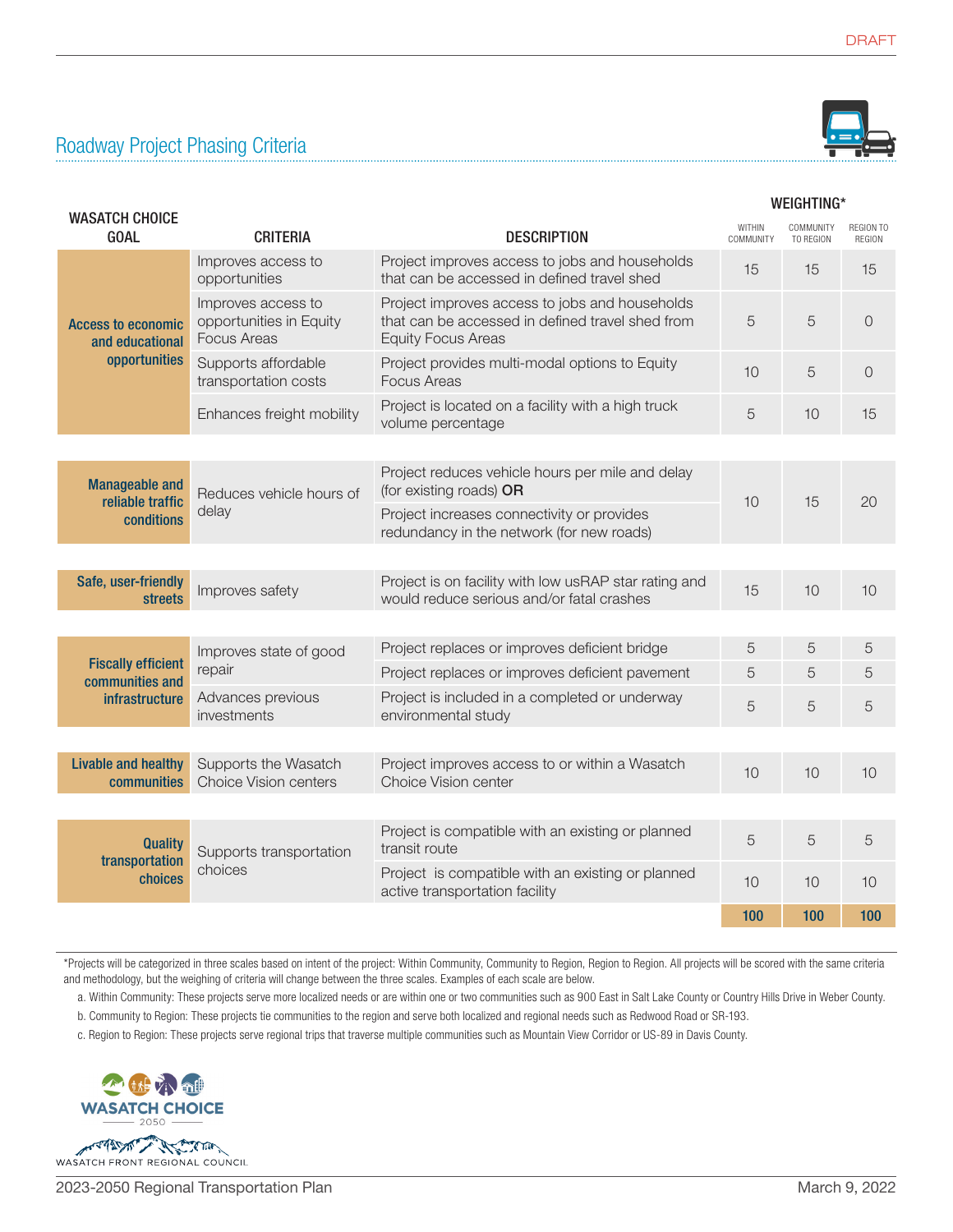DRAFT

## Roadway Project Phasing Criteria

| WASATCH CHOICE GOAL | CRITERIA | DESCRIPTION | WEIGHTING* WITHIN COMMUNITY | COMMUNITY TO REGION | REGION TO REGION |
|---|---|---|---|---|---|
| Access to economic and educational opportunities | Improves access to opportunities | Project improves access to jobs and households that can be accessed in defined travel shed | 15 | 15 | 15 |
| | Improves access to opportunities in Equity Focus Areas | Project improves access to jobs and households that can be accessed in defined travel shed from Equity Focus Areas | 5 | 5 | 0 |
| | Supports affordable transportation costs | Project provides multi-modal options to Equity Focus Areas | 10 | 5 | 0 |
| | Enhances freight mobility | Project is located on a facility with a high truck volume percentage | 5 | 10 | 15 |
| Manageable and reliable traffic conditions | Reduces vehicle hours of delay | Project reduces vehicle hours per mile and delay (for existing roads) **OR** Project increases connectivity or provides redundancy in the network (for new roads) | 10 | 15 | 20 |
| Safe, user-friendly streets | Improves safety | Project is on facility with low usRAP star rating and would reduce serious and/or fatal crashes | 15 | 10 | 10 |
| Fiscally efficient communities and infrastructure | Improves state of good repair | Project replaces or improves deficient bridge | 5 | 5 | 5 |
| | | Project replaces or improves deficient pavement | 5 | 5 | 5 |
| | Advances previous investments | Project is included in a completed or underway environmental study | 5 | 5 | 5 |
| Livable and healthy communities | Supports the Wasatch Choice Vision centers | Project improves access to or within a Wasatch Choice Vision center | 10 | 10 | 10 |
| Quality transportation choices | Supports transportation choices | Project is compatible with an existing or planned transit route | 5 | 5 | 5 |
| | | Project is compatible with an existing or planned active transportation facility | 10 | 10 | 10 |
| | | | **100** | **100** | **100** |

*Projects will be categorized in three scales based on intent of the project: Within Community, Community to Region, Region to Region. All projects will be scored with the same criteria and methodology, but the weighing of criteria will change between the three scales. Examples of each scale are below.

a. Within Community: These projects serve more localized needs or are within one or two communities such as 900 East in Salt Lake County or Country Hills Drive in Weber County.

b. Community to Region: These projects tie communities to the region and serve both localized and regional needs such as Redwood Road or SR-193.

c. Region to Region: These projects serve regional trips that traverse multiple communities such as Mountain View Corridor or US-89 in Davis County.

WASATCH CHOICE 2050

WASATCH FRONT REGIONAL COUNCIL

2023-2050 Regional Transportation Plan

March 9, 2022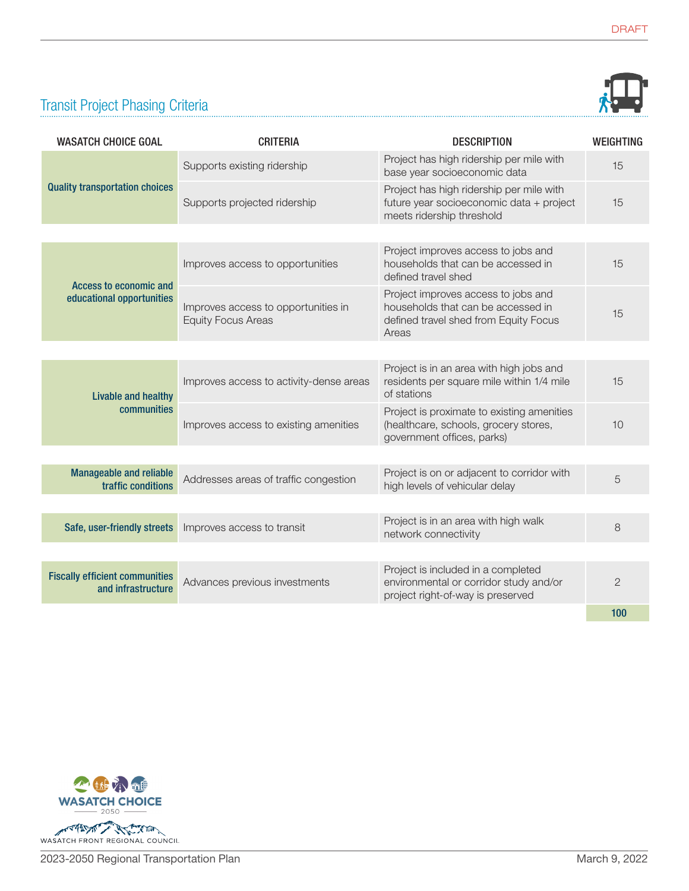## Transit Project Phasing Criteria

| WASATCH CHOICE GOAL | CRITERIA | DESCRIPTION | WEIGHTING |
|---|---|---|---|
| **Quality transportation choices** | Supports existing ridership | Project has high ridership per mile with base year socioeconomic data | 15 |
| | Supports projected ridership | Project has high ridership per mile with future year socioeconomic data + project meets ridership threshold | 15 |
| **Access to economic and educational opportunities** | Improves access to opportunities | Project improves access to jobs and households that can be accessed in defined travel shed | 15 |
| | Improves access to opportunities in Equity Focus Areas | Project improves access to jobs and households that can be accessed in defined travel shed from Equity Focus Areas | 15 |
| **Livable and healthy communities** | Improves access to activity-dense areas | Project is in an area with high jobs and residents per square mile within 1/4 mile of stations | 15 |
| | Improves access to existing amenities | Project is proximate to existing amenities (healthcare, schools, grocery stores, government offices, parks) | 10 |
| **Manageable and reliable traffic conditions** | Addresses areas of traffic congestion | Project is on or adjacent to corridor with high levels of vehicular delay | 5 |
| **Safe, user-friendly streets** | Improves access to transit | Project is in an area with high walk network connectivity | 8 |
| **Fiscally efficient communities and infrastructure** | Advances previous investments | Project is included in a completed environmental or corridor study and/or project right-of-way is preserved | 2 |
| | | | **100** |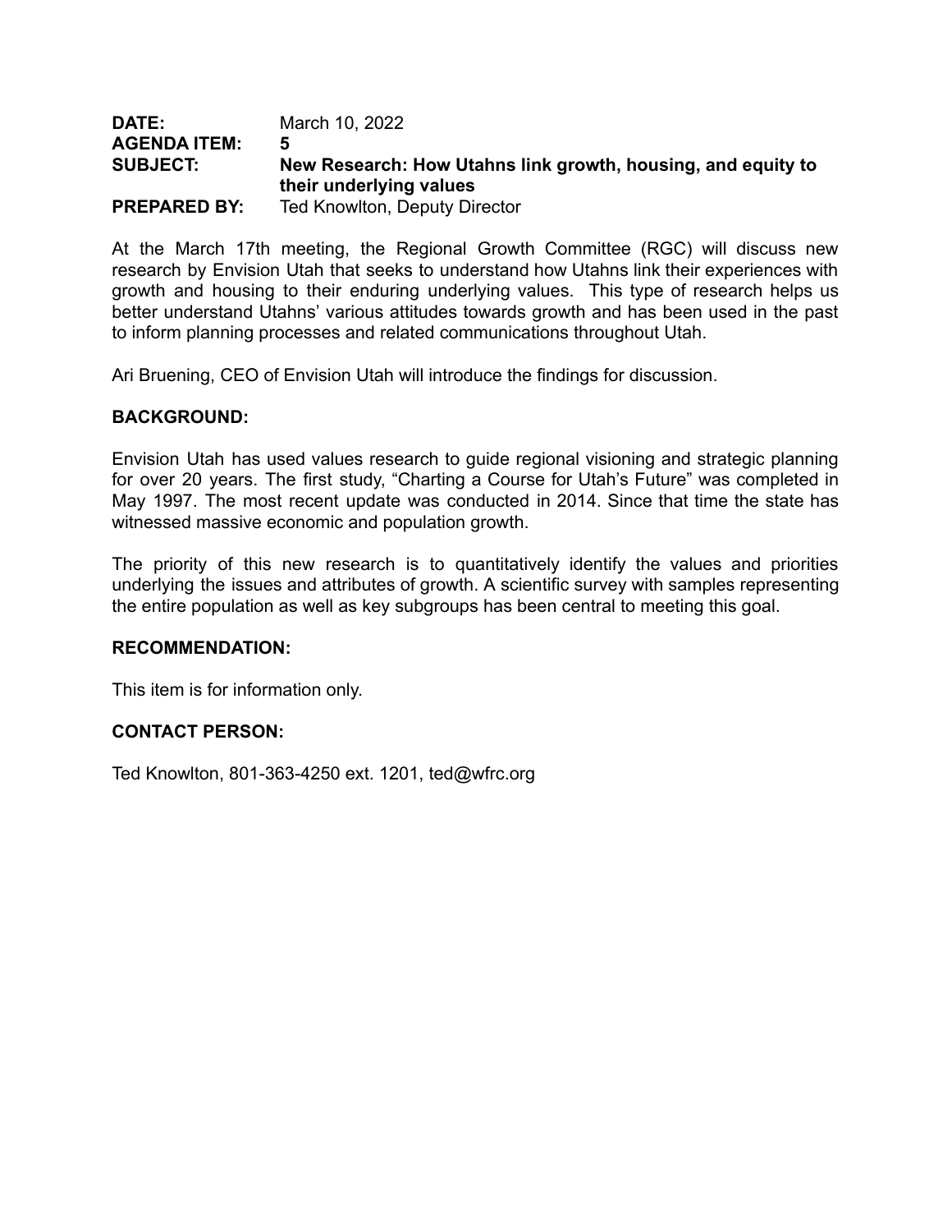**DATE:** March 10, 2022
**AGENDA ITEM:** **5**
**SUBJECT:** **New Research: How Utahns link growth, housing, and equity to their underlying values**
**PREPARED BY:** Ted Knowlton, Deputy Director

At the March 17th meeting, the Regional Growth Committee (RGC) will discuss new research by Envision Utah that seeks to understand how Utahns link their experiences with growth and housing to their enduring underlying values. This type of research helps us better understand Utahns' various attitudes towards growth and has been used in the past to inform planning processes and related communications throughout Utah.

Ari Bruening, CEO of Envision Utah will introduce the findings for discussion.

**BACKGROUND:**

Envision Utah has used values research to guide regional visioning and strategic planning for over 20 years. The first study, "Charting a Course for Utah's Future" was completed in May 1997. The most recent update was conducted in 2014. Since that time the state has witnessed massive economic and population growth.

The priority of this new research is to quantitatively identify the values and priorities underlying the issues and attributes of growth. A scientific survey with samples representing the entire population as well as key subgroups has been central to meeting this goal.

**RECOMMENDATION:**

This item is for information only.

**CONTACT PERSON:**

Ted Knowlton, 801-363-4250 ext. 1201, ted@wfrc.org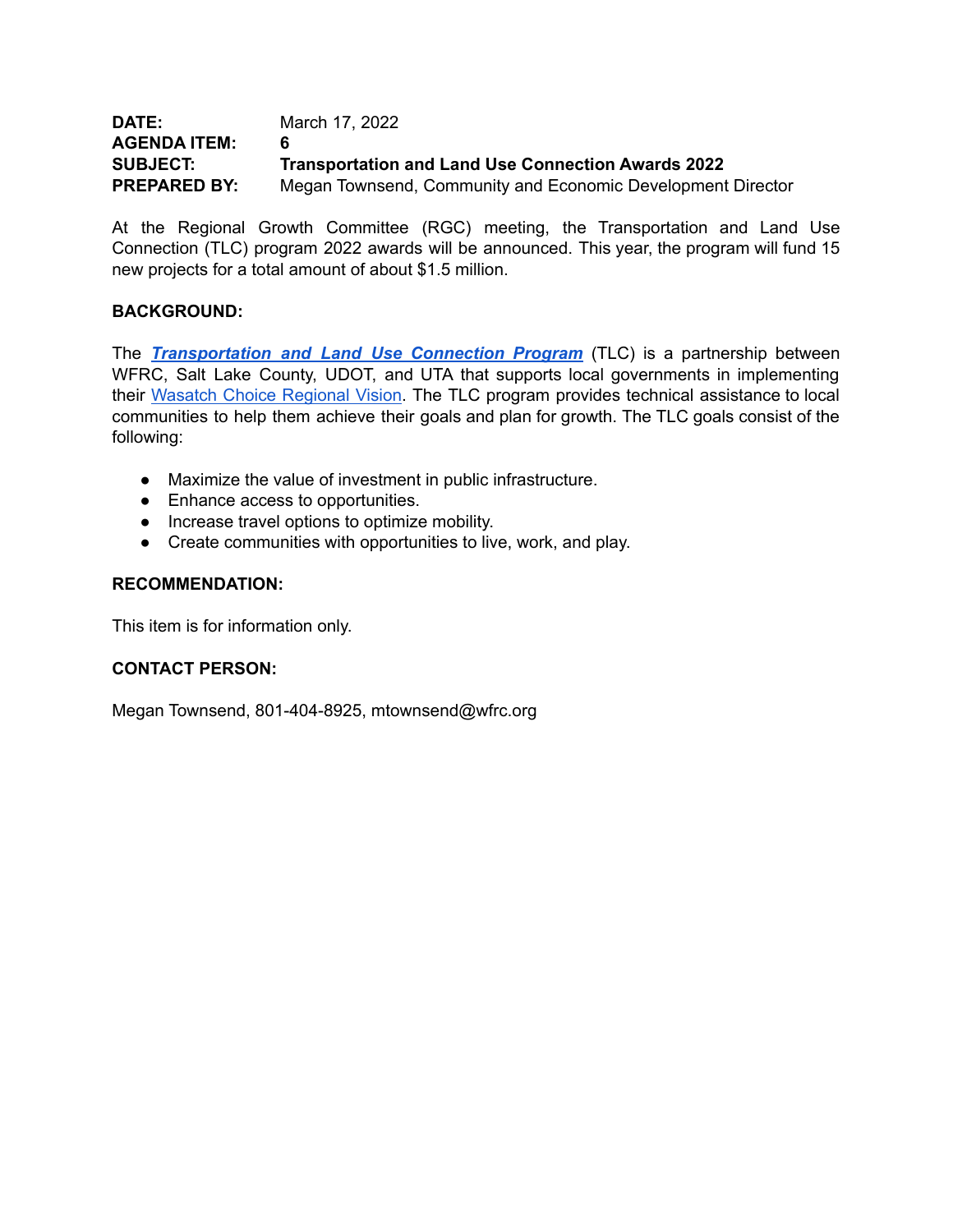**DATE:** March 17, 2022
**AGENDA ITEM:** **6**
**SUBJECT:** **Transportation and Land Use Connection Awards 2022**
**PREPARED BY:** Megan Townsend, Community and Economic Development Director

At the Regional Growth Committee (RGC) meeting, the Transportation and Land Use Connection (TLC) program 2022 awards will be announced. This year, the program will fund 15 new projects for a total amount of about $1.5 million.

**BACKGROUND:**

The ***Transportation and Land Use Connection Program*** (TLC) is a partnership between WFRC, Salt Lake County, UDOT, and UTA that supports local governments in implementing their Wasatch Choice Regional Vision. The TLC program provides technical assistance to local communities to help them achieve their goals and plan for growth. The TLC goals consist of the following:

- Maximize the value of investment in public infrastructure.
- Enhance access to opportunities.
- Increase travel options to optimize mobility.
- Create communities with opportunities to live, work, and play.

**RECOMMENDATION:**

This item is for information only.

**CONTACT PERSON:**

Megan Townsend, 801-404-8925, mtownsend@wfrc.org